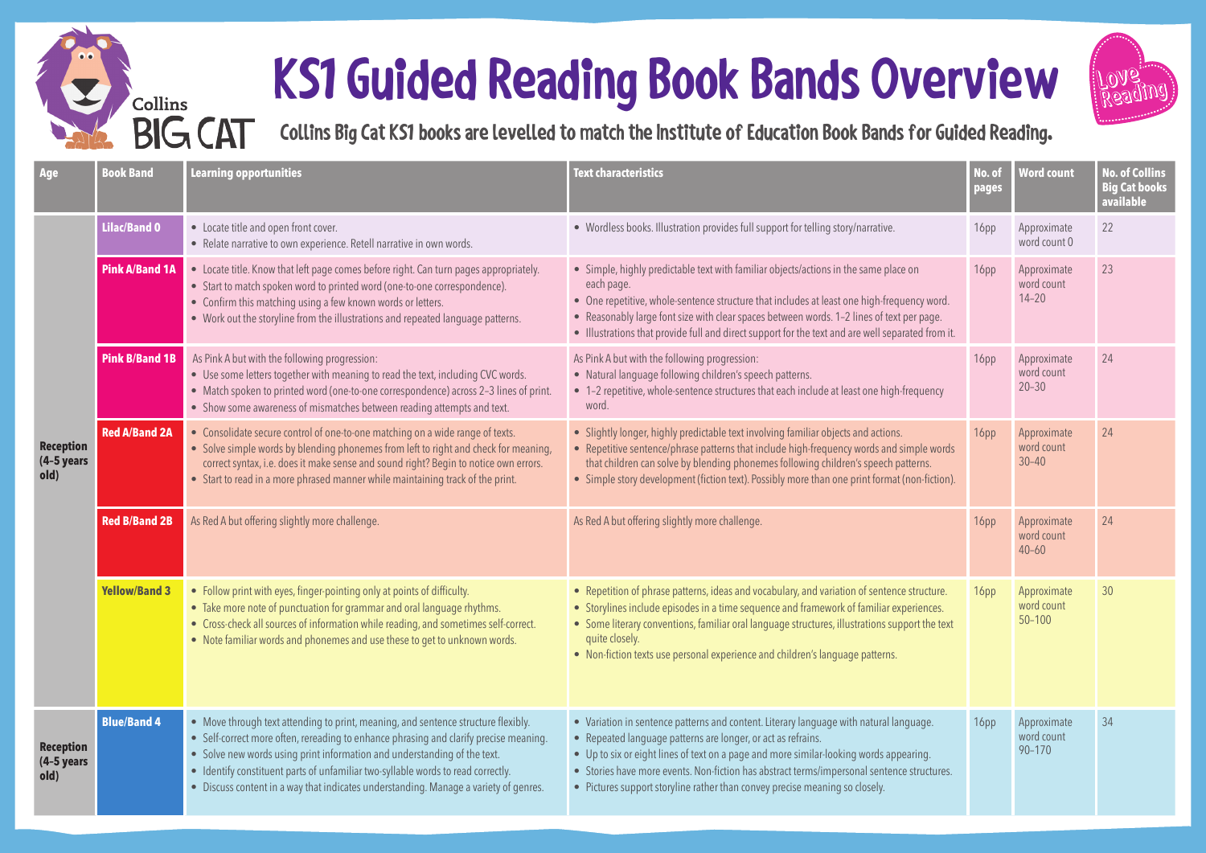Collins BIG CAT

# KS1 Guided Reading Book Bands Overview

Love Reading

## Collins Big Cat KS1 books are levelled to match the Institute of Education Book Bands for Guided Reading.

| Age | Book Band | Learning opportunities | Text characteristics | No. of pages | Word count | No. of Collins Big Cat books available |
|---|---|---|---|---|---|---|
| Reception (4–5 years old) | Lilac/Band 0 | • Locate title and open front cover.<br>• Relate narrative to own experience. Retell narrative in own words. | • Wordless books. Illustration provides full support for telling story/narrative. | 16pp | Approximate word count 0 | 22 |
| | Pink A/Band 1A | • Locate title. Know that left page comes before right. Can turn pages appropriately.<br>• Start to match spoken word to printed word (one-to-one correspondence).<br>• Confirm this matching using a few known words or letters.<br>• Work out the storyline from the illustrations and repeated language patterns. | • Simple, highly predictable text with familiar objects/actions in the same place on each page.<br>• One repetitive, whole-sentence structure that includes at least one high-frequency word.<br>• Reasonably large font size with clear spaces between words. 1–2 lines of text per page.<br>• Illustrations that provide full and direct support for the text and are well separated from it. | 16pp | Approximate word count 14–20 | 23 |
| | Pink B/Band 1B | As Pink A but with the following progression:<br>• Use some letters together with meaning to read the text, including CVC words.<br>• Match spoken to printed word (one-to-one correspondence) across 2–3 lines of print.<br>• Show some awareness of mismatches between reading attempts and text. | As Pink A but with the following progression:<br>• Natural language following children's speech patterns.<br>• 1–2 repetitive, whole-sentence structures that each include at least one high-frequency word. | 16pp | Approximate word count 20–30 | 24 |
| | Red A/Band 2A | • Consolidate secure control of one-to-one matching on a wide range of texts.<br>• Solve simple words by blending phonemes from left to right and check for meaning, correct syntax, i.e. does it make sense and sound right? Begin to notice own errors.<br>• Start to read in a more phrased manner while maintaining track of the print. | • Slightly longer, highly predictable text involving familiar objects and actions.<br>• Repetitive sentence/phrase patterns that include high-frequency words and simple words that children can solve by blending phonemes following children's speech patterns.<br>• Simple story development (fiction text). Possibly more than one print format (non-fiction). | 16pp | Approximate word count 30–40 | 24 |
| | Red B/Band 2B | As Red A but offering slightly more challenge. | As Red A but offering slightly more challenge. | 16pp | Approximate word count 40–60 | 24 |
| | Yellow/Band 3 | • Follow print with eyes, finger-pointing only at points of difficulty.<br>• Take more note of punctuation for grammar and oral language rhythms.<br>• Cross-check all sources of information while reading, and sometimes self-correct.<br>• Note familiar words and phonemes and use these to get to unknown words. | • Repetition of phrase patterns, ideas and vocabulary, and variation of sentence structure.<br>• Storylines include episodes in a time sequence and framework of familiar experiences.<br>• Some literary conventions, familiar oral language structures, illustrations support the text quite closely.<br>• Non-fiction texts use personal experience and children's language patterns. | 16pp | Approximate word count 50–100 | 30 |
| Reception (4–5 years old) | Blue/Band 4 | • Move through text attending to print, meaning, and sentence structure flexibly.<br>• Self-correct more often, rereading to enhance phrasing and clarify precise meaning.<br>• Solve new words using print information and understanding of the text.<br>• Identify constituent parts of unfamiliar two-syllable words to read correctly.<br>• Discuss content in a way that indicates understanding. Manage a variety of genres. | • Variation in sentence patterns and content. Literary language with natural language.<br>• Repeated language patterns are longer, or act as refrains.<br>• Up to six or eight lines of text on a page and more similar-looking words appearing.<br>• Stories have more events. Non-fiction has abstract terms/impersonal sentence structures.<br>• Pictures support storyline rather than convey precise meaning so closely. | 16pp | Approximate word count 90–170 | 34 |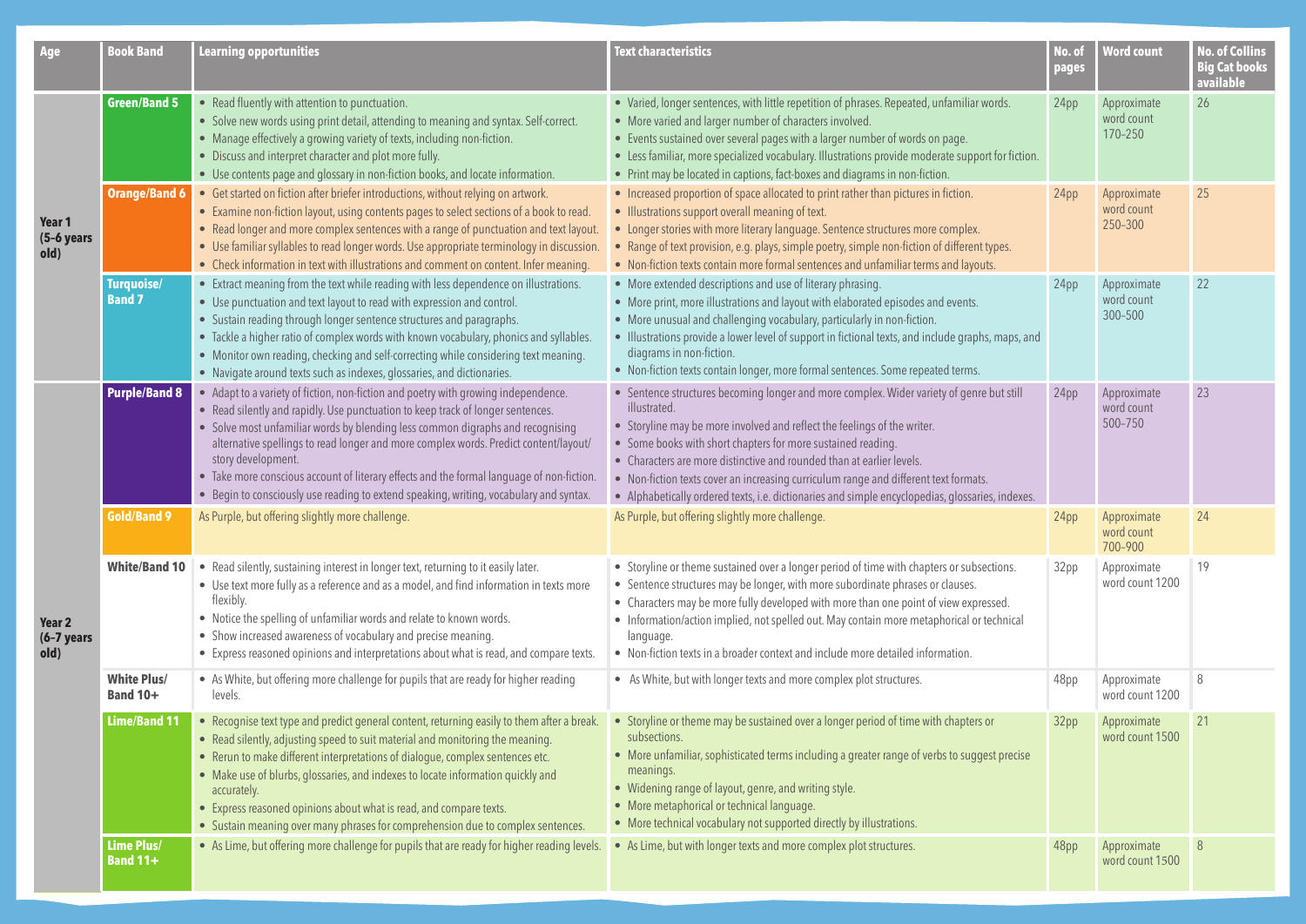| Age | Book Band | Learning opportunities | Text characteristics | No. of pages | Word count | No. of Collins Big Cat books available |
|---|---|---|---|---|---|---|
| Year 1 (5–6 years old) | Green/Band 5 | • Read fluently with attention to punctuation.<br>• Solve new words using print detail, attending to meaning and syntax. Self-correct.<br>• Manage effectively a growing variety of texts, including non-fiction.<br>• Discuss and interpret character and plot more fully.<br>• Use contents page and glossary in non-fiction books, and locate information. | • Varied, longer sentences, with little repetition of phrases. Repeated, unfamiliar words.<br>• More varied and larger number of characters involved.<br>• Events sustained over several pages with a larger number of words on page.<br>• Less familiar, more specialized vocabulary. Illustrations provide moderate support for fiction.<br>• Print may be located in captions, fact-boxes and diagrams in non-fiction. | 24pp | Approximate word count 170–250 | 26 |
| | Orange/Band 6 | • Get started on fiction after briefer introductions, without relying on artwork.<br>• Examine non-fiction layout, using contents pages to select sections of a book to read.<br>• Read longer and more complex sentences with a range of punctuation and text layout.<br>• Use familiar syllables to read longer words. Use appropriate terminology in discussion.<br>• Check information in text with illustrations and comment on content. Infer meaning. | • Increased proportion of space allocated to print rather than pictures in fiction.<br>• Illustrations support overall meaning of text.<br>• Longer stories with more literary language. Sentence structures more complex.<br>• Range of text provision, e.g. plays, simple poetry, simple non-fiction of different types.<br>• Non-fiction texts contain more formal sentences and unfamiliar terms and layouts. | 24pp | Approximate word count 250–300 | 25 |
| | Turquoise/ Band 7 | • Extract meaning from the text while reading with less dependence on illustrations.<br>• Use punctuation and text layout to read with expression and control.<br>• Sustain reading through longer sentence structures and paragraphs.<br>• Tackle a higher ratio of complex words with known vocabulary, phonics and syllables.<br>• Monitor own reading, checking and self-correcting while considering text meaning.<br>• Navigate around texts such as indexes, glossaries, and dictionaries. | • More extended descriptions and use of literary phrasing.<br>• More print, more illustrations and layout with elaborated episodes and events.<br>• More unusual and challenging vocabulary, particularly in non-fiction.<br>• Illustrations provide a lower level of support in fictional texts, and include graphs, maps, and diagrams in non-fiction.<br>• Non-fiction texts contain longer, more formal sentences. Some repeated terms. | 24pp | Approximate word count 300–500 | 22 |
| Year 2 (6–7 years old) | Purple/Band 8 | • Adapt to a variety of fiction, non-fiction and poetry with growing independence.<br>• Read silently and rapidly. Use punctuation to keep track of longer sentences.<br>• Solve most unfamiliar words by blending less common digraphs and recognising alternative spellings to read longer and more complex words. Predict content/layout/story development.<br>• Take more conscious account of literary effects and the formal language of non-fiction.<br>• Begin to consciously use reading to extend speaking, writing, vocabulary and syntax. | • Sentence structures becoming longer and more complex. Wider variety of genre but still illustrated.<br>• Storyline may be more involved and reflect the feelings of the writer.<br>• Some books with short chapters for more sustained reading.<br>• Characters are more distinctive and rounded than at earlier levels.<br>• Non-fiction texts cover an increasing curriculum range and different text formats.<br>• Alphabetically ordered texts, i.e. dictionaries and simple encyclopedias, glossaries, indexes. | 24pp | Approximate word count 500–750 | 23 |
| | Gold/Band 9 | As Purple, but offering slightly more challenge. | As Purple, but offering slightly more challenge. | 24pp | Approximate word count 700–900 | 24 |
| | White/Band 10 | • Read silently, sustaining interest in longer text, returning to it easily later.<br>• Use text more fully as a reference and as a model, and find information in texts more flexibly.<br>• Notice the spelling of unfamiliar words and relate to known words.<br>• Show increased awareness of vocabulary and precise meaning.<br>• Express reasoned opinions and interpretations about what is read, and compare texts. | • Storyline or theme sustained over a longer period of time with chapters or subsections.<br>• Sentence structures may be longer, with more subordinate phrases or clauses.<br>• Characters may be more fully developed with more than one point of view expressed.<br>• Information/action implied, not spelled out. May contain more metaphorical or technical language.<br>• Non-fiction texts in a broader context and include more detailed information. | 32pp | Approximate word count 1200 | 19 |
| | White Plus/ Band 10+ | • As White, but offering more challenge for pupils that are ready for higher reading levels. | • As White, but with longer texts and more complex plot structures. | 48pp | Approximate word count 1200 | 8 |
| | Lime/Band 11 | • Recognise text type and predict general content, returning easily to them after a break.<br>• Read silently, adjusting speed to suit material and monitoring the meaning.<br>• Rerun to make different interpretations of dialogue, complex sentences etc.<br>• Make use of blurbs, glossaries, and indexes to locate information quickly and accurately.<br>• Express reasoned opinions about what is read, and compare texts.<br>• Sustain meaning over many phrases for comprehension due to complex sentences. | • Storyline or theme may be sustained over a longer period of time with chapters or subsections.<br>• More unfamiliar, sophisticated terms including a greater range of verbs to suggest precise meanings.<br>• Widening range of layout, genre, and writing style.<br>• More metaphorical or technical language.<br>• More technical vocabulary not supported directly by illustrations. | 32pp | Approximate word count 1500 | 21 |
| | Lime Plus/ Band 11+ | • As Lime, but offering more challenge for pupils that are ready for higher reading levels. | • As Lime, but with longer texts and more complex plot structures. | 48pp | Approximate word count 1500 | 8 |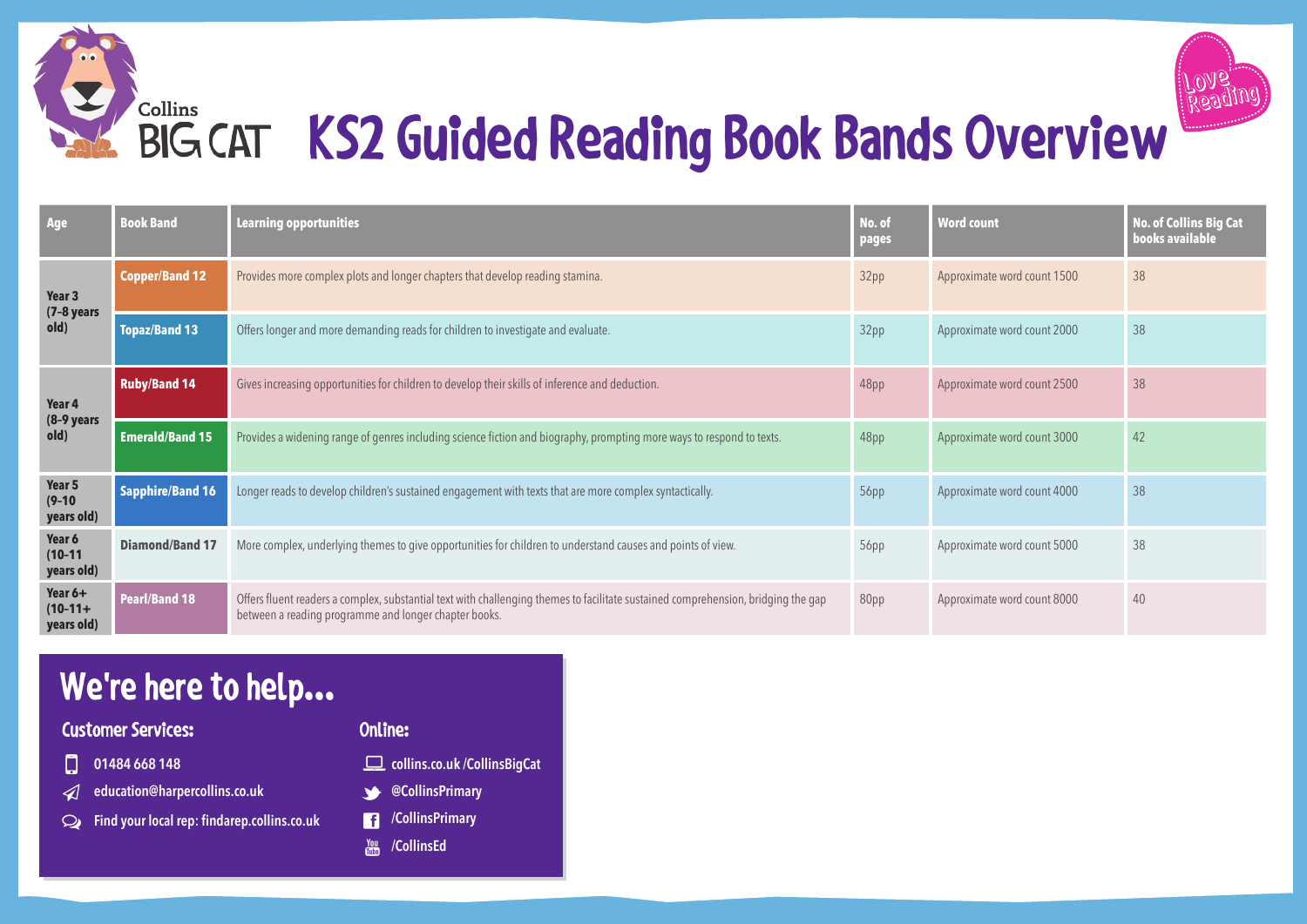Collins BIG CAT

# KS2 Guided Reading Book Bands Overview

Love Reading

| Age | Book Band | Learning opportunities | No. of pages | Word count | No. of Collins Big Cat books available |
|---|---|---|---|---|---|
| Year 3 (7–8 years old) | Copper/Band 12 | Provides more complex plots and longer chapters that develop reading stamina. | 32pp | Approximate word count 1500 | 38 |
| | Topaz/Band 13 | Offers longer and more demanding reads for children to investigate and evaluate. | 32pp | Approximate word count 2000 | 38 |
| Year 4 (8–9 years old) | Ruby/Band 14 | Gives increasing opportunities for children to develop their skills of inference and deduction. | 48pp | Approximate word count 2500 | 38 |
| | Emerald/Band 15 | Provides a widening range of genres including science fiction and biography, prompting more ways to respond to texts. | 48pp | Approximate word count 3000 | 42 |
| Year 5 (9–10 years old) | Sapphire/Band 16 | Longer reads to develop children's sustained engagement with texts that are more complex syntactically. | 56pp | Approximate word count 4000 | 38 |
| Year 6 (10–11 years old) | Diamond/Band 17 | More complex, underlying themes to give opportunities for children to understand causes and points of view. | 56pp | Approximate word count 5000 | 38 |
| Year 6+ (10–11+ years old) | Pearl/Band 18 | Offers fluent readers a complex, substantial text with challenging themes to facilitate sustained comprehension, bridging the gap between a reading programme and longer chapter books. | 80pp | Approximate word count 8000 | 40 |

## We're here to help...

### Customer Services:

- 01484 668 148
- education@harpercollins.co.uk
- Find your local rep: findarep.collins.co.uk

### Online:

- collins.co.uk /CollinsBigCat
- @CollinsPrimary
- /CollinsPrimary
- /CollinsEd